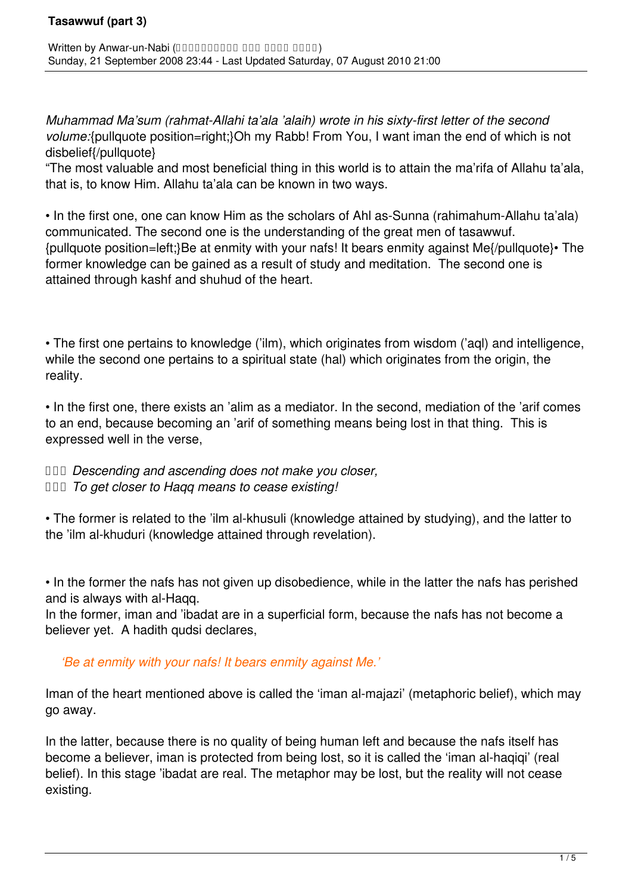# Tasawwuf (part 3)

Written by Anwar-un-Nabi (□□□□□□□□□□ □□□ □□□□ □□□□)
Sunday, 21 September 2008 23:44 - Last Updated Saturday, 07 August 2010 21:00

*Muhammad Ma'sum (rahmat-Allahi ta'ala 'alaih) wrote in his sixty-first letter of the second volume:*{pullquote position=right;}Oh my Rabb! From You, I want iman the end of which is not disbelief{/pullquote}

"The most valuable and most beneficial thing in this world is to attain the ma'rifa of Allahu ta'ala, that is, to know Him. Allahu ta'ala can be known in two ways.

• In the first one, one can know Him as the scholars of Ahl as-Sunna (rahimahum-Allahu ta'ala) communicated. The second one is the understanding of the great men of tasawwuf. {pullquote position=left;}Be at enmity with your nafs! It bears enmity against Me{/pullquote}• The former knowledge can be gained as a result of study and meditation. The second one is attained through kashf and shuhud of the heart.

• The first one pertains to knowledge ('ilm), which originates from wisdom ('aql) and intelligence, while the second one pertains to a spiritual state (hal) which originates from the origin, the reality.

• In the first one, there exists an 'alim as a mediator. In the second, mediation of the 'arif comes to an end, because becoming an 'arif of something means being lost in that thing. This is expressed well in the verse,

□□□ *Descending and ascending does not make you closer,*
□□□ *To get closer to Haqq means to cease existing!*

• The former is related to the 'ilm al-khusuli (knowledge attained by studying), and the latter to the 'ilm al-khuduri (knowledge attained through revelation).

• In the former the nafs has not given up disobedience, while in the latter the nafs has perished and is always with al-Haqq.
In the former, iman and 'ibadat are in a superficial form, because the nafs has not become a believer yet. A hadith qudsi declares,

*'Be at enmity with your nafs! It bears enmity against Me.'*

Iman of the heart mentioned above is called the 'iman al-majazi' (metaphoric belief), which may go away.

In the latter, because there is no quality of being human left and because the nafs itself has become a believer, iman is protected from being lost, so it is called the 'iman al-haqiqi' (real belief). In this stage 'ibadat are real. The metaphor may be lost, but the reality will not cease existing.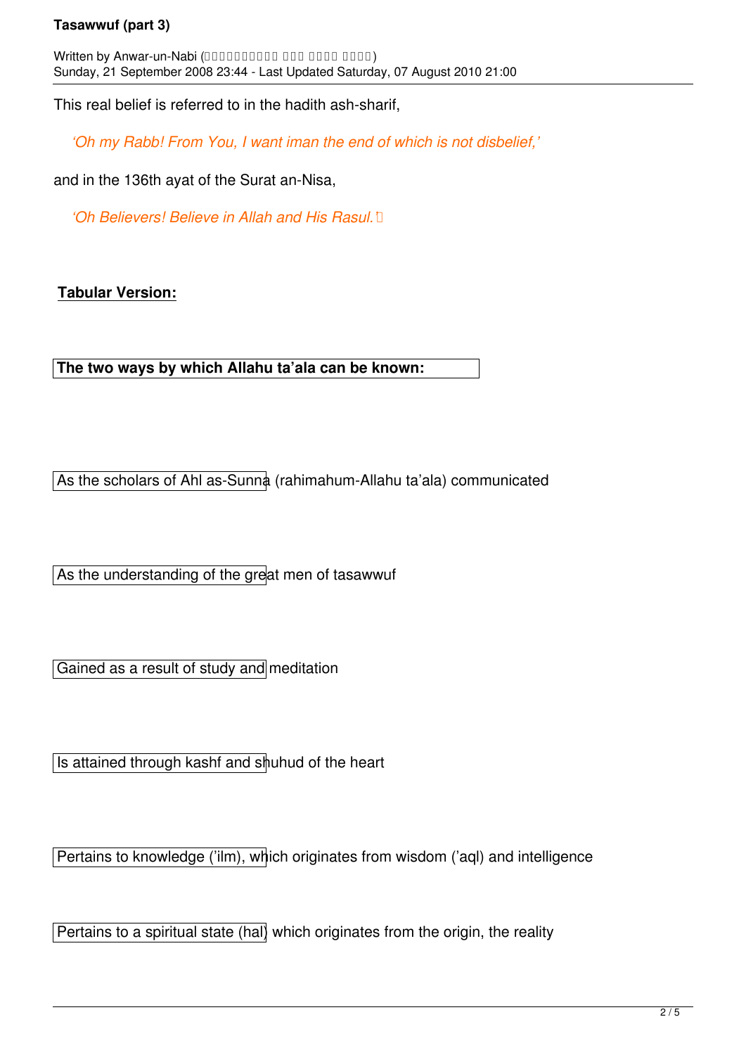This real belief is referred to in the hadith ash-sharif,

*'Oh my Rabb! From You, I want iman the end of which is not disbelief,'*

and in the 136th ayat of the Surat an-Nisa,

*'Oh Believers! Believe in Allah and His Rasul.'*

**Tabular Version:**

| The two ways by which Allahu ta'ala can be known: | |
|---|---|
| As the scholars of Ahl as-Sunna (rahimahum-Allahu ta'ala) communicated | As the understanding of the great men of tasawwuf |
| Gained as a result of study and meditation | Is attained through kashf and shuhud of the heart |
| Pertains to knowledge ('ilm), which originates from wisdom ('aql) and intelligence | Pertains to a spiritual state (hal) which originates from the origin, the reality |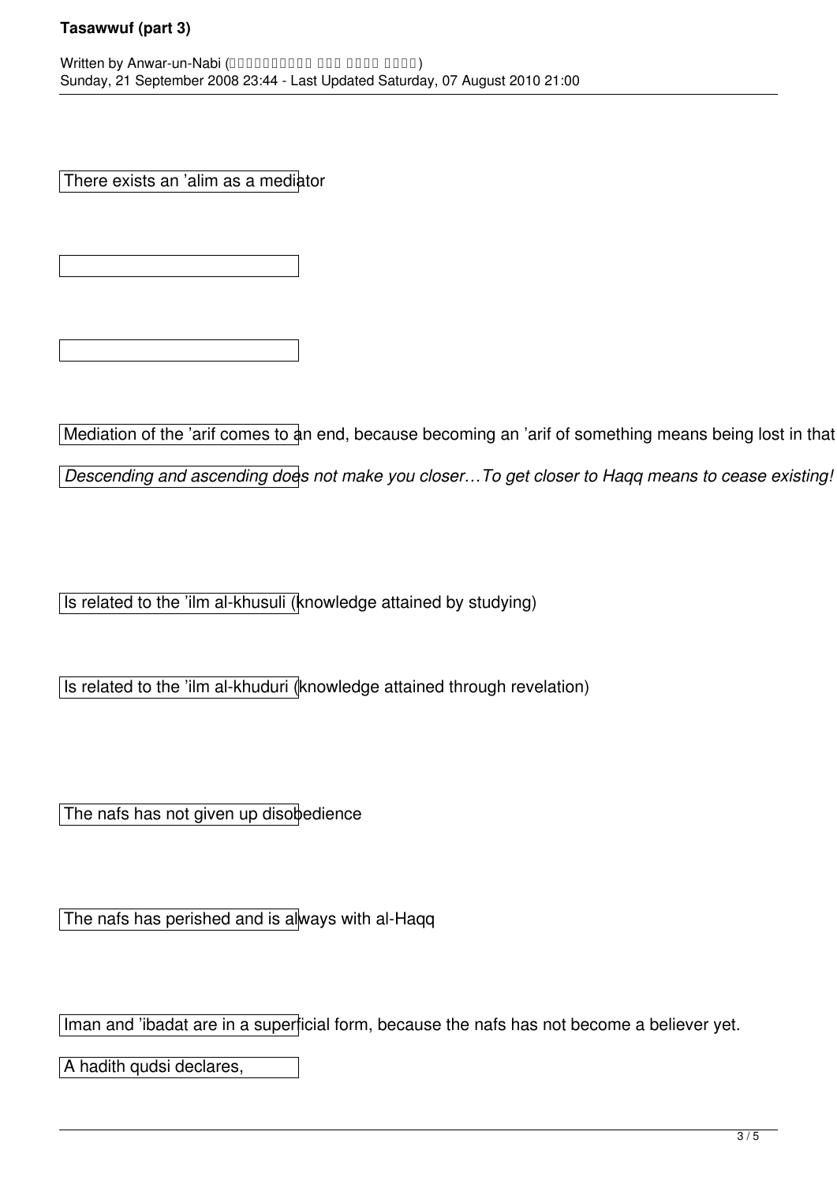There exists an ’alim as a mediator

Mediation of the ’arif comes to an end, because becoming an ’arif of something means being lost in that

*Descending and ascending does not make you closer…To get closer to Haqq means to cease existing!*

Is related to the ’ilm al-khusuli (knowledge attained by studying)

Is related to the ’ilm al-khuduri (knowledge attained through revelation)

The nafs has not given up disobedience

The nafs has perished and is always with al-Haqq

Iman and ’ibadat are in a superficial form, because the nafs has not become a believer yet.

A hadith qudsi declares,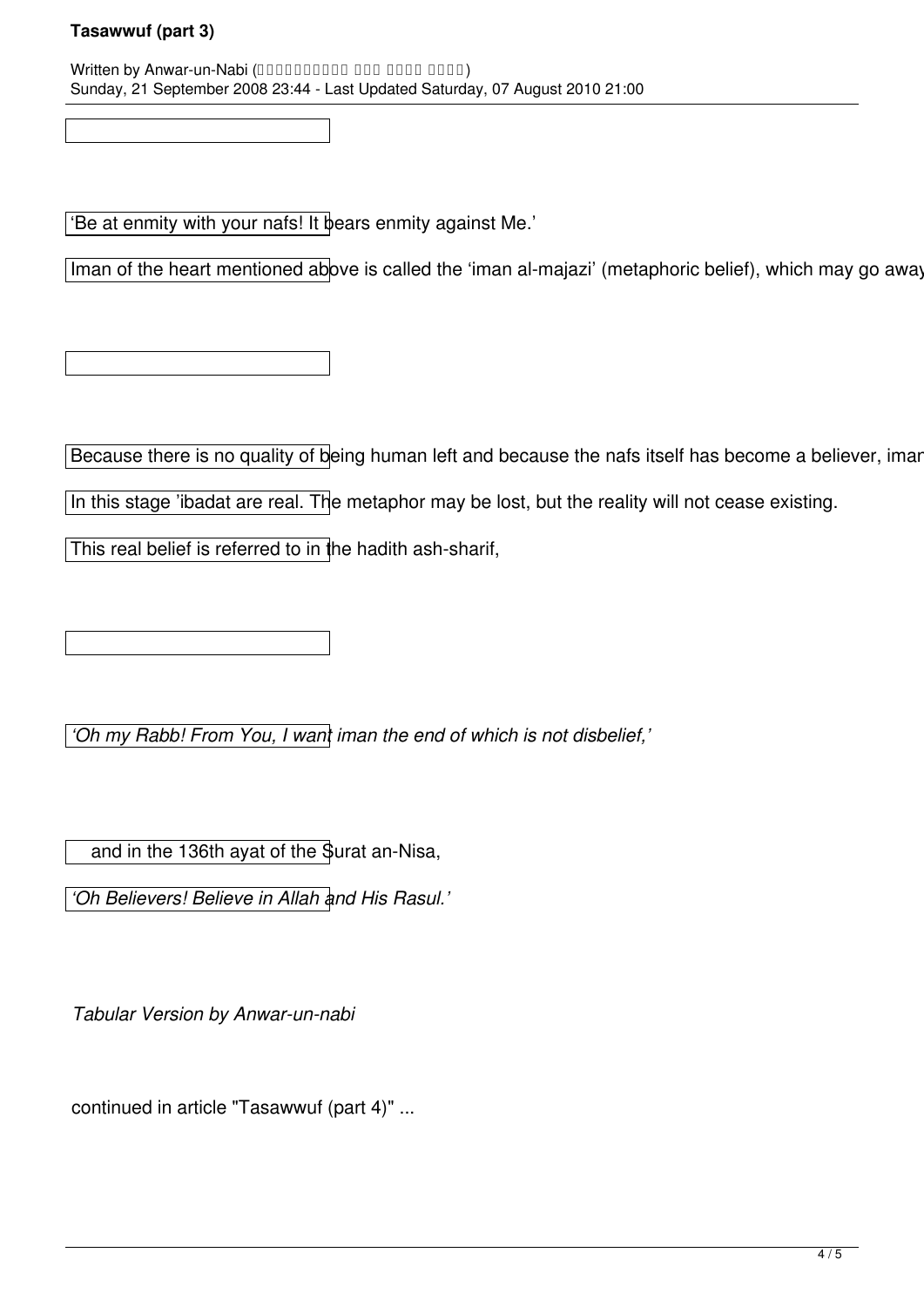'Be at enmity with your nafs! It bears enmity against Me.'

Iman of the heart mentioned above is called the 'iman al-majazi' (metaphoric belief), which may go away

Because there is no quality of being human left and because the nafs itself has become a believer, iman

In this stage 'ibadat are real. The metaphor may be lost, but the reality will not cease existing.

This real belief is referred to in the hadith ash-sharif,

*'Oh my Rabb! From You, I want iman the end of which is not disbelief,'*

and in the 136th ayat of the Surat an-Nisa,

*'Oh Believers! Believe in Allah and His Rasul.'*

*Tabular Version by Anwar-un-nabi*

continued in article "Tasawwuf (part 4)" ...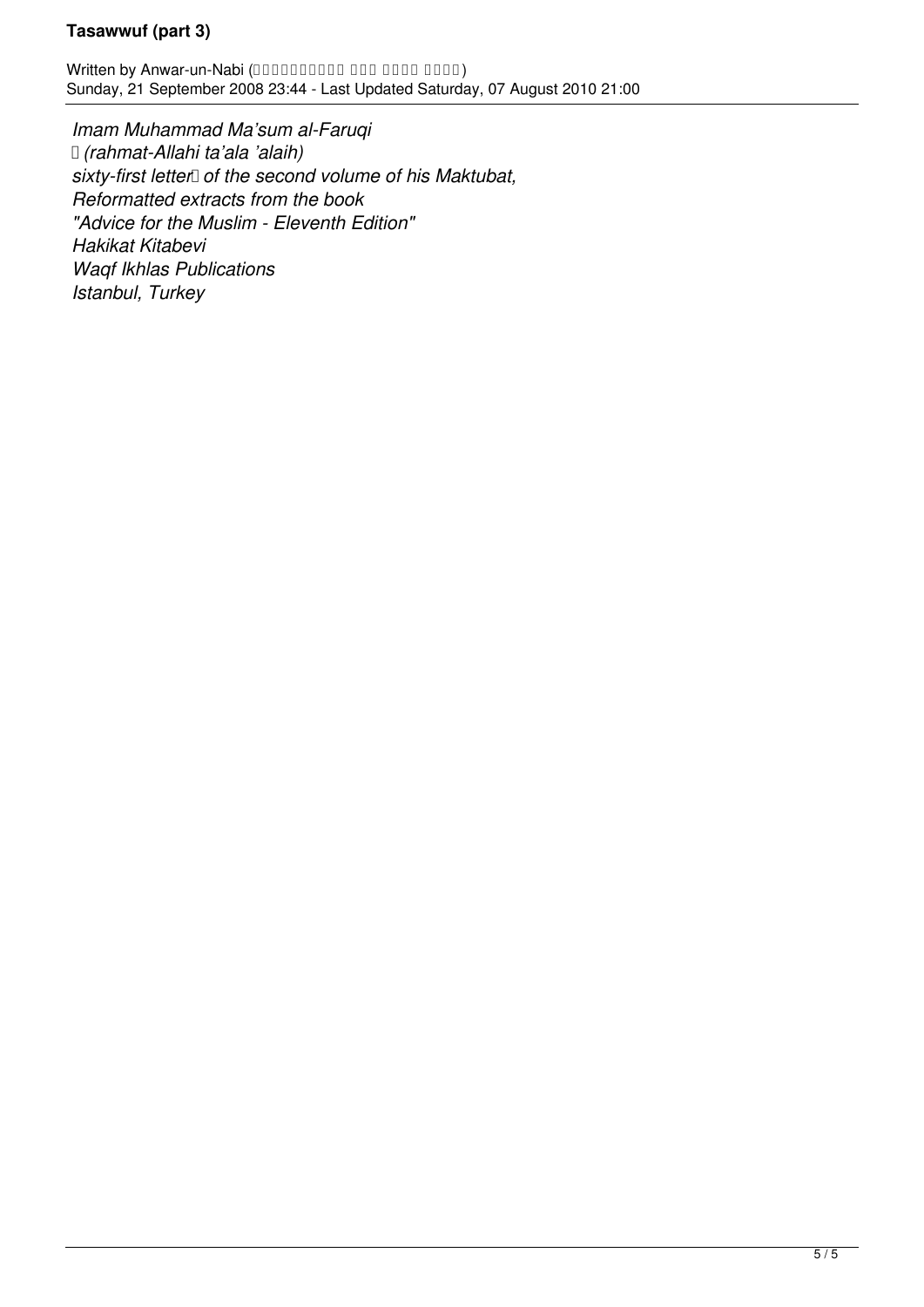*Imam Muhammad Ma'sum al-Faruqi*
*(rahmat-Allahi ta'ala 'alaih)*
*sixty-first letter of the second volume of his Maktubat,*
*Reformatted extracts from the book*
*"Advice for the Muslim - Eleventh Edition"*
*Hakikat Kitabevi*
*Waqf Ikhlas Publications*
*Istanbul, Turkey*